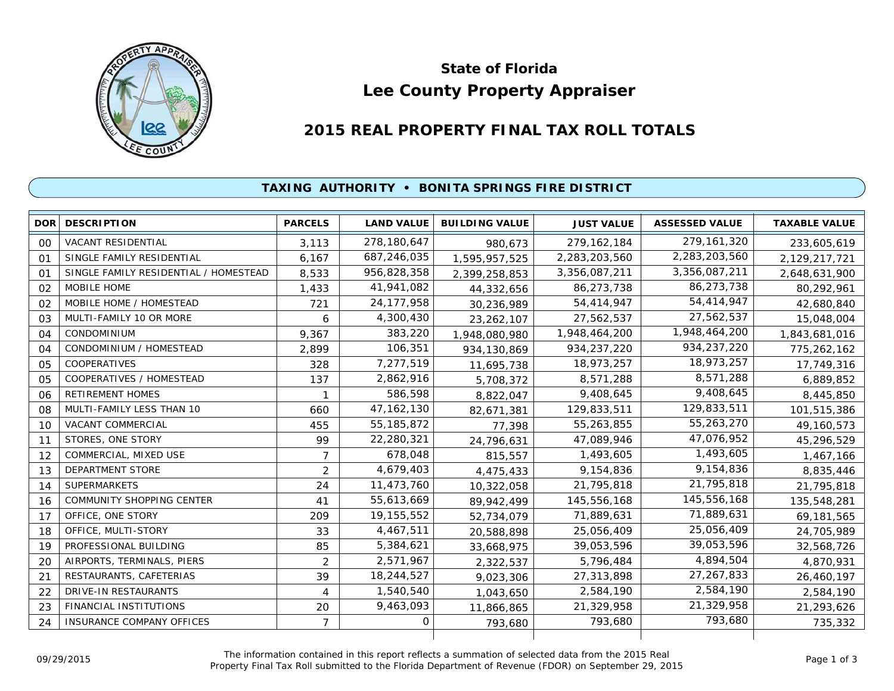# State of Florida
# Lee County Property Appraiser

## 2015 REAL PROPERTY FINAL TAX ROLL TOTALS

### TAXING AUTHORITY • BONITA SPRINGS FIRE DISTRICT

| DOR | DESCRIPTION | PARCELS | LAND VALUE | BUILDING VALUE | JUST VALUE | ASSESSED VALUE | TAXABLE VALUE |
|---|---|---|---|---|---|---|---|
| 00 | VACANT RESIDENTIAL | 3,113 | 278,180,647 | 980,673 | 279,162,184 | 279,161,320 | 233,605,619 |
| 01 | SINGLE FAMILY RESIDENTIAL | 6,167 | 687,246,035 | 1,595,957,525 | 2,283,203,560 | 2,283,203,560 | 2,129,217,721 |
| 01 | SINGLE FAMILY RESIDENTIAL / HOMESTEAD | 8,533 | 956,828,358 | 2,399,258,853 | 3,356,087,211 | 3,356,087,211 | 2,648,631,900 |
| 02 | MOBILE HOME | 1,433 | 41,941,082 | 44,332,656 | 86,273,738 | 86,273,738 | 80,292,961 |
| 02 | MOBILE HOME / HOMESTEAD | 721 | 24,177,958 | 30,236,989 | 54,414,947 | 54,414,947 | 42,680,840 |
| 03 | MULTI-FAMILY 10 OR MORE | 6 | 4,300,430 | 23,262,107 | 27,562,537 | 27,562,537 | 15,048,004 |
| 04 | CONDOMINIUM | 9,367 | 383,220 | 1,948,080,980 | 1,948,464,200 | 1,948,464,200 | 1,843,681,016 |
| 04 | CONDOMINIUM / HOMESTEAD | 2,899 | 106,351 | 934,130,869 | 934,237,220 | 934,237,220 | 775,262,162 |
| 05 | COOPERATIVES | 328 | 7,277,519 | 11,695,738 | 18,973,257 | 18,973,257 | 17,749,316 |
| 05 | COOPERATIVES / HOMESTEAD | 137 | 2,862,916 | 5,708,372 | 8,571,288 | 8,571,288 | 6,889,852 |
| 06 | RETIREMENT HOMES | 1 | 586,598 | 8,822,047 | 9,408,645 | 9,408,645 | 8,445,850 |
| 08 | MULTI-FAMILY LESS THAN 10 | 660 | 47,162,130 | 82,671,381 | 129,833,511 | 129,833,511 | 101,515,386 |
| 10 | VACANT COMMERCIAL | 455 | 55,185,872 | 77,398 | 55,263,855 | 55,263,270 | 49,160,573 |
| 11 | STORES, ONE STORY | 99 | 22,280,321 | 24,796,631 | 47,089,946 | 47,076,952 | 45,296,529 |
| 12 | COMMERCIAL, MIXED USE | 7 | 678,048 | 815,557 | 1,493,605 | 1,493,605 | 1,467,166 |
| 13 | DEPARTMENT STORE | 2 | 4,679,403 | 4,475,433 | 9,154,836 | 9,154,836 | 8,835,446 |
| 14 | SUPERMARKETS | 24 | 11,473,760 | 10,322,058 | 21,795,818 | 21,795,818 | 21,795,818 |
| 16 | COMMUNITY SHOPPING CENTER | 41 | 55,613,669 | 89,942,499 | 145,556,168 | 145,556,168 | 135,548,281 |
| 17 | OFFICE, ONE STORY | 209 | 19,155,552 | 52,734,079 | 71,889,631 | 71,889,631 | 69,181,565 |
| 18 | OFFICE, MULTI-STORY | 33 | 4,467,511 | 20,588,898 | 25,056,409 | 25,056,409 | 24,705,989 |
| 19 | PROFESSIONAL BUILDING | 85 | 5,384,621 | 33,668,975 | 39,053,596 | 39,053,596 | 32,568,726 |
| 20 | AIRPORTS, TERMINALS, PIERS | 2 | 2,571,967 | 2,322,537 | 5,796,484 | 4,894,504 | 4,870,931 |
| 21 | RESTAURANTS, CAFETERIAS | 39 | 18,244,527 | 9,023,306 | 27,313,898 | 27,267,833 | 26,460,197 |
| 22 | DRIVE-IN RESTAURANTS | 4 | 1,540,540 | 1,043,650 | 2,584,190 | 2,584,190 | 2,584,190 |
| 23 | FINANCIAL INSTITUTIONS | 20 | 9,463,093 | 11,866,865 | 21,329,958 | 21,329,958 | 21,293,626 |
| 24 | INSURANCE COMPANY OFFICES | 7 | 0 | 793,680 | 793,680 | 793,680 | 735,332 |

09/29/2015

The information contained in this report reflects a summation of selected data from the 2015 Real Property Final Tax Roll submitted to the Florida Department of Revenue (FDOR) on September 29, 2015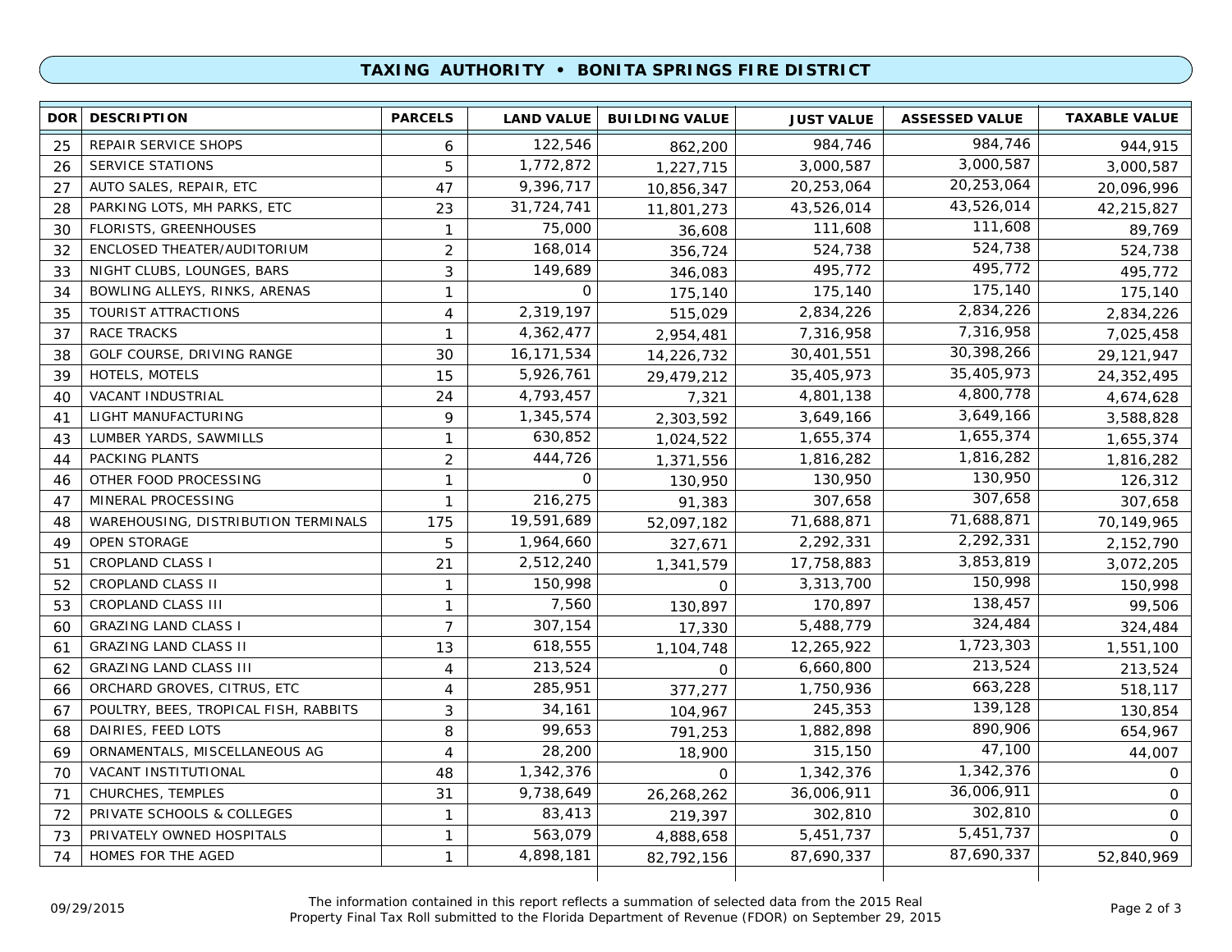## TAXING AUTHORITY • BONITA SPRINGS FIRE DISTRICT

| DOR | DESCRIPTION | PARCELS | LAND VALUE | BUILDING VALUE | JUST VALUE | ASSESSED VALUE | TAXABLE VALUE |
|---|---|---|---|---|---|---|---|
| 25 | REPAIR SERVICE SHOPS | 6 | 122,546 | 862,200 | 984,746 | 984,746 | 944,915 |
| 26 | SERVICE STATIONS | 5 | 1,772,872 | 1,227,715 | 3,000,587 | 3,000,587 | 3,000,587 |
| 27 | AUTO SALES, REPAIR, ETC | 47 | 9,396,717 | 10,856,347 | 20,253,064 | 20,253,064 | 20,096,996 |
| 28 | PARKING LOTS, MH PARKS, ETC | 23 | 31,724,741 | 11,801,273 | 43,526,014 | 43,526,014 | 42,215,827 |
| 30 | FLORISTS, GREENHOUSES | 1 | 75,000 | 36,608 | 111,608 | 111,608 | 89,769 |
| 32 | ENCLOSED THEATER/AUDITORIUM | 2 | 168,014 | 356,724 | 524,738 | 524,738 | 524,738 |
| 33 | NIGHT CLUBS, LOUNGES, BARS | 3 | 149,689 | 346,083 | 495,772 | 495,772 | 495,772 |
| 34 | BOWLING ALLEYS, RINKS, ARENAS | 1 | 0 | 175,140 | 175,140 | 175,140 | 175,140 |
| 35 | TOURIST ATTRACTIONS | 4 | 2,319,197 | 515,029 | 2,834,226 | 2,834,226 | 2,834,226 |
| 37 | RACE TRACKS | 1 | 4,362,477 | 2,954,481 | 7,316,958 | 7,316,958 | 7,025,458 |
| 38 | GOLF COURSE, DRIVING RANGE | 30 | 16,171,534 | 14,226,732 | 30,401,551 | 30,398,266 | 29,121,947 |
| 39 | HOTELS, MOTELS | 15 | 5,926,761 | 29,479,212 | 35,405,973 | 35,405,973 | 24,352,495 |
| 40 | VACANT INDUSTRIAL | 24 | 4,793,457 | 7,321 | 4,801,138 | 4,800,778 | 4,674,628 |
| 41 | LIGHT MANUFACTURING | 9 | 1,345,574 | 2,303,592 | 3,649,166 | 3,649,166 | 3,588,828 |
| 43 | LUMBER YARDS, SAWMILLS | 1 | 630,852 | 1,024,522 | 1,655,374 | 1,655,374 | 1,655,374 |
| 44 | PACKING PLANTS | 2 | 444,726 | 1,371,556 | 1,816,282 | 1,816,282 | 1,816,282 |
| 46 | OTHER FOOD PROCESSING | 1 | 0 | 130,950 | 130,950 | 130,950 | 126,312 |
| 47 | MINERAL PROCESSING | 1 | 216,275 | 91,383 | 307,658 | 307,658 | 307,658 |
| 48 | WAREHOUSING, DISTRIBUTION TERMINALS | 175 | 19,591,689 | 52,097,182 | 71,688,871 | 71,688,871 | 70,149,965 |
| 49 | OPEN STORAGE | 5 | 1,964,660 | 327,671 | 2,292,331 | 2,292,331 | 2,152,790 |
| 51 | CROPLAND CLASS I | 21 | 2,512,240 | 1,341,579 | 17,758,883 | 3,853,819 | 3,072,205 |
| 52 | CROPLAND CLASS II | 1 | 150,998 | 0 | 3,313,700 | 150,998 | 150,998 |
| 53 | CROPLAND CLASS III | 1 | 7,560 | 130,897 | 170,897 | 138,457 | 99,506 |
| 60 | GRAZING LAND CLASS I | 7 | 307,154 | 17,330 | 5,488,779 | 324,484 | 324,484 |
| 61 | GRAZING LAND CLASS II | 13 | 618,555 | 1,104,748 | 12,265,922 | 1,723,303 | 1,551,100 |
| 62 | GRAZING LAND CLASS III | 4 | 213,524 | 0 | 6,660,800 | 213,524 | 213,524 |
| 66 | ORCHARD GROVES, CITRUS, ETC | 4 | 285,951 | 377,277 | 1,750,936 | 663,228 | 518,117 |
| 67 | POULTRY, BEES, TROPICAL FISH, RABBITS | 3 | 34,161 | 104,967 | 245,353 | 139,128 | 130,854 |
| 68 | DAIRIES, FEED LOTS | 8 | 99,653 | 791,253 | 1,882,898 | 890,906 | 654,967 |
| 69 | ORNAMENTALS, MISCELLANEOUS AG | 4 | 28,200 | 18,900 | 315,150 | 47,100 | 44,007 |
| 70 | VACANT INSTITUTIONAL | 48 | 1,342,376 | 0 | 1,342,376 | 1,342,376 | 0 |
| 71 | CHURCHES, TEMPLES | 31 | 9,738,649 | 26,268,262 | 36,006,911 | 36,006,911 | 0 |
| 72 | PRIVATE SCHOOLS & COLLEGES | 1 | 83,413 | 219,397 | 302,810 | 302,810 | 0 |
| 73 | PRIVATELY OWNED HOSPITALS | 1 | 563,079 | 4,888,658 | 5,451,737 | 5,451,737 | 0 |
| 74 | HOMES FOR THE AGED | 1 | 4,898,181 | 82,792,156 | 87,690,337 | 87,690,337 | 52,840,969 |

09/29/2015

The information contained in this report reflects a summation of selected data from the 2015 Real Property Final Tax Roll submitted to the Florida Department of Revenue (FDOR) on September 29, 2015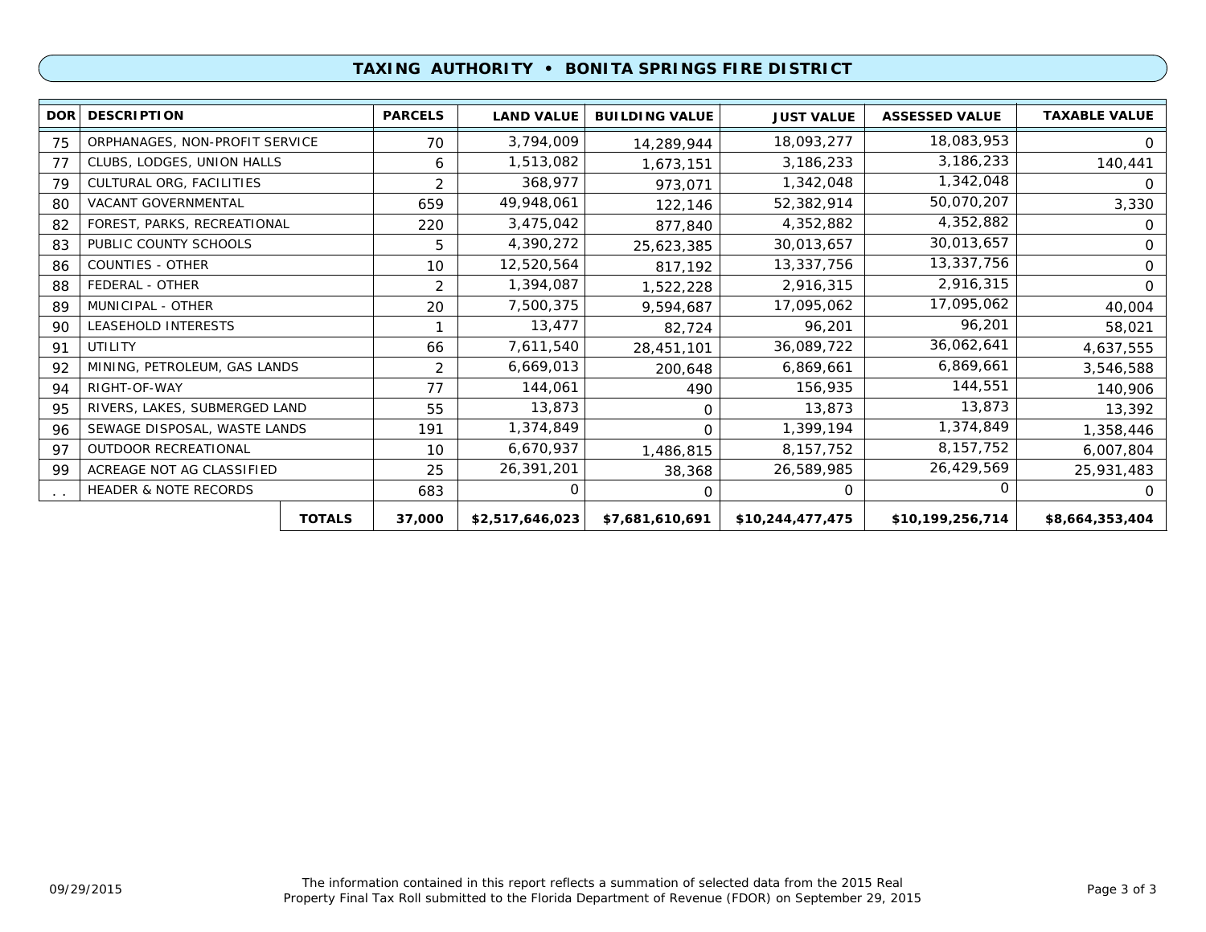## TAXING AUTHORITY • BONITA SPRINGS FIRE DISTRICT

| DOR | DESCRIPTION | PARCELS | LAND VALUE | BUILDING VALUE | JUST VALUE | ASSESSED VALUE | TAXABLE VALUE |
|---|---|---|---|---|---|---|---|
| 75 | ORPHANAGES, NON-PROFIT SERVICE | 70 | 3,794,009 | 14,289,944 | 18,093,277 | 18,083,953 | 0 |
| 77 | CLUBS, LODGES, UNION HALLS | 6 | 1,513,082 | 1,673,151 | 3,186,233 | 3,186,233 | 140,441 |
| 79 | CULTURAL ORG, FACILITIES | 2 | 368,977 | 973,071 | 1,342,048 | 1,342,048 | 0 |
| 80 | VACANT GOVERNMENTAL | 659 | 49,948,061 | 122,146 | 52,382,914 | 50,070,207 | 3,330 |
| 82 | FOREST, PARKS, RECREATIONAL | 220 | 3,475,042 | 877,840 | 4,352,882 | 4,352,882 | 0 |
| 83 | PUBLIC COUNTY SCHOOLS | 5 | 4,390,272 | 25,623,385 | 30,013,657 | 30,013,657 | 0 |
| 86 | COUNTIES - OTHER | 10 | 12,520,564 | 817,192 | 13,337,756 | 13,337,756 | 0 |
| 88 | FEDERAL - OTHER | 2 | 1,394,087 | 1,522,228 | 2,916,315 | 2,916,315 | 0 |
| 89 | MUNICIPAL - OTHER | 20 | 7,500,375 | 9,594,687 | 17,095,062 | 17,095,062 | 40,004 |
| 90 | LEASEHOLD INTERESTS | 1 | 13,477 | 82,724 | 96,201 | 96,201 | 58,021 |
| 91 | UTILITY | 66 | 7,611,540 | 28,451,101 | 36,089,722 | 36,062,641 | 4,637,555 |
| 92 | MINING, PETROLEUM, GAS LANDS | 2 | 6,669,013 | 200,648 | 6,869,661 | 6,869,661 | 3,546,588 |
| 94 | RIGHT-OF-WAY | 77 | 144,061 | 490 | 156,935 | 144,551 | 140,906 |
| 95 | RIVERS, LAKES, SUBMERGED LAND | 55 | 13,873 | 0 | 13,873 | 13,873 | 13,392 |
| 96 | SEWAGE DISPOSAL, WASTE LANDS | 191 | 1,374,849 | 0 | 1,399,194 | 1,374,849 | 1,358,446 |
| 97 | OUTDOOR RECREATIONAL | 10 | 6,670,937 | 1,486,815 | 8,157,752 | 8,157,752 | 6,007,804 |
| 99 | ACREAGE NOT AG CLASSIFIED | 25 | 26,391,201 | 38,368 | 26,589,985 | 26,429,569 | 25,931,483 |
| .. | HEADER & NOTE RECORDS | 683 | 0 | 0 | 0 | 0 | 0 |
| | **TOTALS** | **37,000** | **$2,517,646,023** | **$7,681,610,691** | **$10,244,477,475** | **$10,199,256,714** | **$8,664,353,404** |

09/29/2015

The information contained in this report reflects a summation of selected data from the 2015 Real Property Final Tax Roll submitted to the Florida Department of Revenue (FDOR) on September 29, 2015